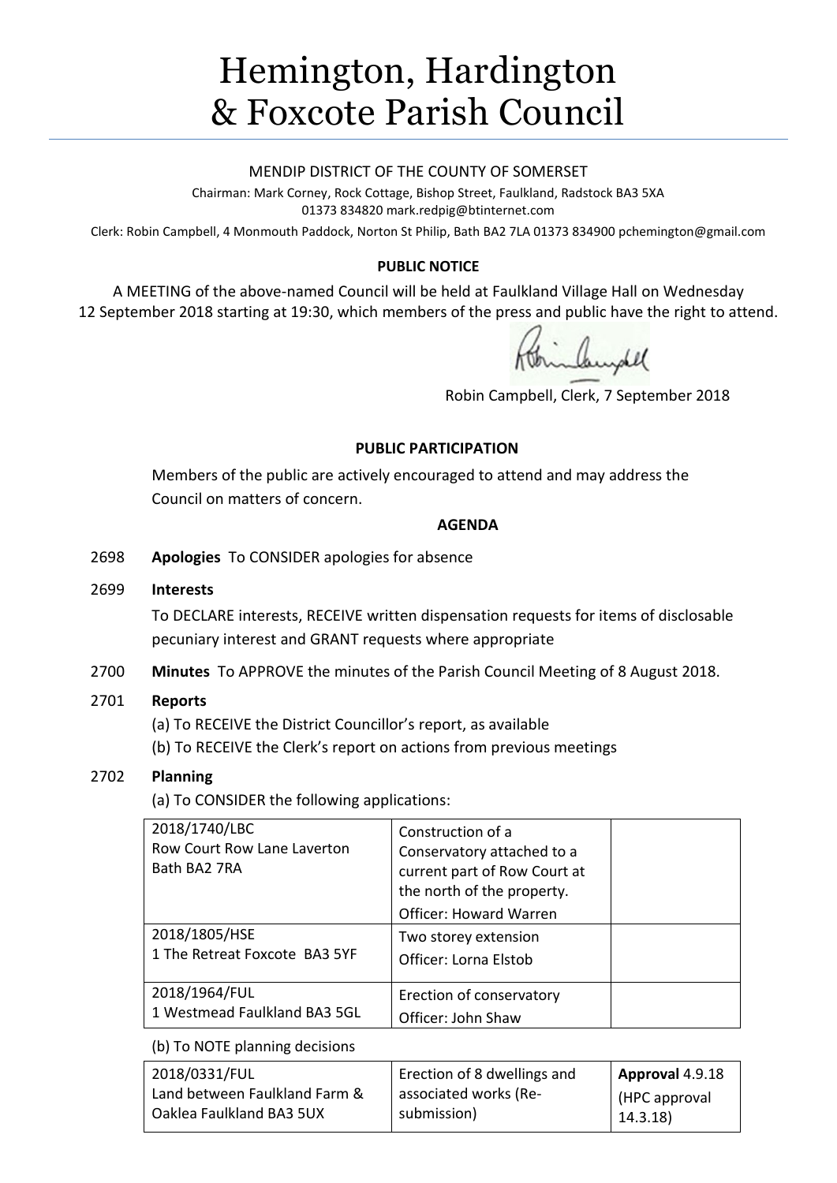# Hemington, Hardington & Foxcote Parish Council

MENDIP DISTRICT OF THE COUNTY OF SOMERSET

Chairman: Mark Corney, Rock Cottage, Bishop Street, Faulkland, Radstock BA3 5XA
01373 834820 mark.redpig@btinternet.com

Clerk: Robin Campbell, 4 Monmouth Paddock, Norton St Philip, Bath BA2 7LA 01373 834900 pchemington@gmail.com

**PUBLIC NOTICE**

A MEETING of the above-named Council will be held at Faulkland Village Hall on Wednesday 12 September 2018 starting at 19:30, which members of the press and public have the right to attend.

Robin Campbell, Clerk, 7 September 2018

**PUBLIC PARTICIPATION**

Members of the public are actively encouraged to attend and may address the Council on matters of concern.

**AGENDA**

2698 **Apologies** To CONSIDER apologies for absence

2699 **Interests**

To DECLARE interests, RECEIVE written dispensation requests for items of disclosable pecuniary interest and GRANT requests where appropriate

2700 **Minutes** To APPROVE the minutes of the Parish Council Meeting of 8 August 2018.

2701 **Reports**

(a) To RECEIVE the District Councillor's report, as available

(b) To RECEIVE the Clerk's report on actions from previous meetings

2702 **Planning**

(a) To CONSIDER the following applications:

| | | |
|---|---|---|
| 2018/1740/LBC<br>Row Court Row Lane Laverton Bath BA2 7RA | Construction of a Conservatory attached to a current part of Row Court at the north of the property.<br>Officer: Howard Warren | |
| 2018/1805/HSE<br>1 The Retreat Foxcote BA3 5YF | Two storey extension<br>Officer: Lorna Elstob | |
| 2018/1964/FUL<br>1 Westmead Faulkland BA3 5GL | Erection of conservatory<br>Officer: John Shaw | |

(b) To NOTE planning decisions

| | | |
|---|---|---|
| 2018/0331/FUL<br>Land between Faulkland Farm & Oaklea Faulkland BA3 5UX | Erection of 8 dwellings and associated works (Re-submission) | **Approval** 4.9.18<br>(HPC approval 14.3.18) |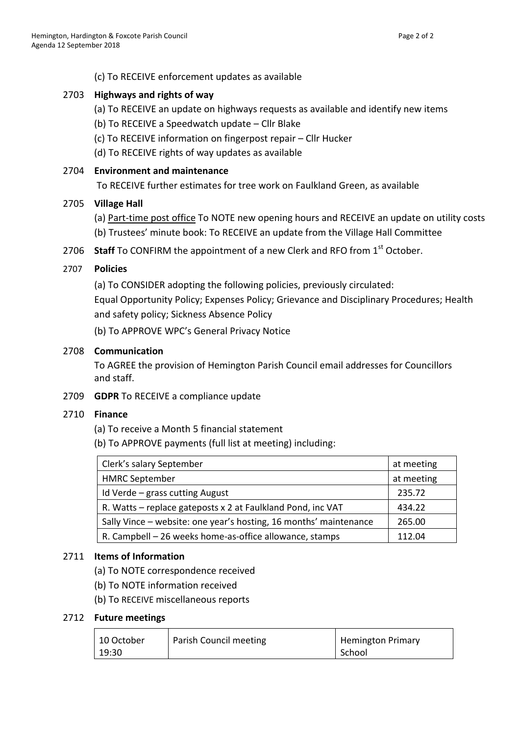(c) To RECEIVE enforcement updates as available

2703 **Highways and rights of way**

(a) To RECEIVE an update on highways requests as available and identify new items

(b) To RECEIVE a Speedwatch update – Cllr Blake

(c) To RECEIVE information on fingerpost repair – Cllr Hucker

(d) To RECEIVE rights of way updates as available

2704 **Environment and maintenance**

To RECEIVE further estimates for tree work on Faulkland Green, as available

2705 **Village Hall**

(a) Part-time post office To NOTE new opening hours and RECEIVE an update on utility costs

(b) Trustees' minute book: To RECEIVE an update from the Village Hall Committee

2706 **Staff** To CONFIRM the appointment of a new Clerk and RFO from 1st October.

2707 **Policies**

(a) To CONSIDER adopting the following policies, previously circulated:
Equal Opportunity Policy; Expenses Policy; Grievance and Disciplinary Procedures; Health and safety policy; Sickness Absence Policy

(b) To APPROVE WPC's General Privacy Notice

2708 **Communication**

To AGREE the provision of Hemington Parish Council email addresses for Councillors and staff.

2709 **GDPR** To RECEIVE a compliance update

2710 **Finance**

(a) To receive a Month 5 financial statement

(b) To APPROVE payments (full list at meeting) including:

| | |
|---|---|
| Clerk's salary September | at meeting |
| HMRC September | at meeting |
| Id Verde – grass cutting August | 235.72 |
| R. Watts – replace gateposts x 2 at Faulkland Pond, inc VAT | 434.22 |
| Sally Vince – website: one year's hosting, 16 months' maintenance | 265.00 |
| R. Campbell – 26 weeks home-as-office allowance, stamps | 112.04 |

2711 **Items of Information**

(a) To NOTE correspondence received

(b) To NOTE information received

(b) To RECEIVE miscellaneous reports

2712 **Future meetings**

| | | |
|---|---|---|
| 10 October 19:30 | Parish Council meeting | Hemington Primary School |